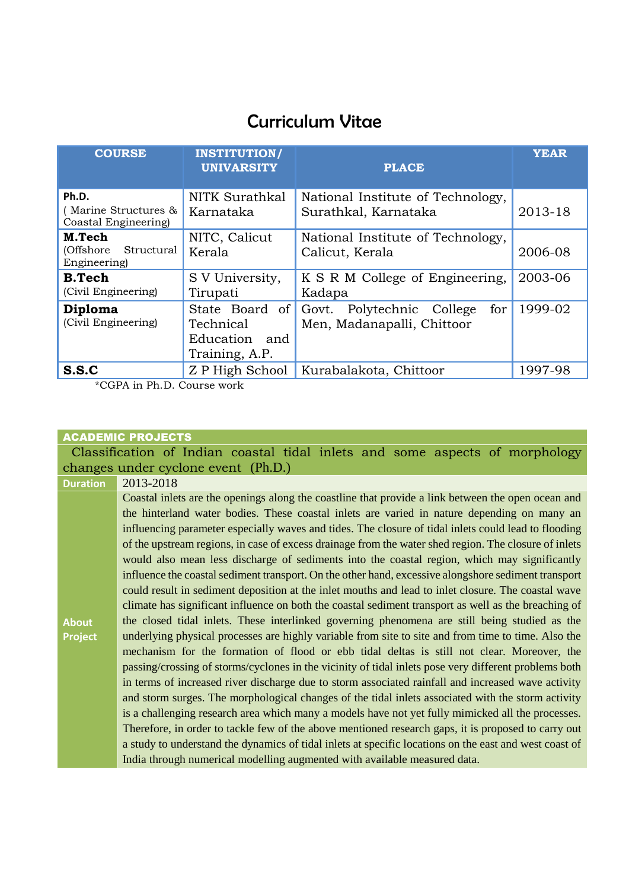# Curriculum Vitae

| COURSE | INSTITUTION/ UNIVARSITY | PLACE | YEAR |
|---|---|---|---|
| **Ph.D.** ( Marine Structures & Coastal Engineering) | NITK Surathkal Karnataka | National Institute of Technology, Surathkal, Karnataka | 2013-18 |
| **M.Tech** (Offshore Structural Engineering) | NITC, Calicut Kerala | National Institute of Technology, Calicut, Kerala | 2006-08 |
| **B.Tech** (Civil Engineering) | S V University, Tirupati | K S R M College of Engineering, Kadapa | 2003-06 |
| **Diploma** (Civil Engineering) | State Board of Technical Education and Training, A.P. | Govt. Polytechnic College for Men, Madanapalli, Chittoor | 1999-02 |
| **S.S.C** | Z P High School | Kurabalakota, Chittoor | 1997-98 |

*CGPA in Ph.D. Course work

## ACADEMIC PROJECTS

**Classification of Indian coastal tidal inlets and some aspects of morphology changes under cyclone event (Ph.D.)**

| | |
|---|---|
| **Duration** | 2013-2018 |
| **About Project** | Coastal inlets are the openings along the coastline that provide a link between the open ocean and the hinterland water bodies. These coastal inlets are varied in nature depending on many an influencing parameter especially waves and tides. The closure of tidal inlets could lead to flooding of the upstream regions, in case of excess drainage from the water shed region. The closure of inlets would also mean less discharge of sediments into the coastal region, which may significantly influence the coastal sediment transport. On the other hand, excessive alongshore sediment transport could result in sediment deposition at the inlet mouths and lead to inlet closure. The coastal wave climate has significant influence on both the coastal sediment transport as well as the breaching of the closed tidal inlets. These interlinked governing phenomena are still being studied as the underlying physical processes are highly variable from site to site and from time to time. Also the mechanism for the formation of flood or ebb tidal deltas is still not clear. Moreover, the passing/crossing of storms/cyclones in the vicinity of tidal inlets pose very different problems both in terms of increased river discharge due to storm associated rainfall and increased wave activity and storm surges. The morphological changes of the tidal inlets associated with the storm activity is a challenging research area which many a models have not yet fully mimicked all the processes. Therefore, in order to tackle few of the above mentioned research gaps, it is proposed to carry out a study to understand the dynamics of tidal inlets at specific locations on the east and west coast of India through numerical modelling augmented with available measured data. |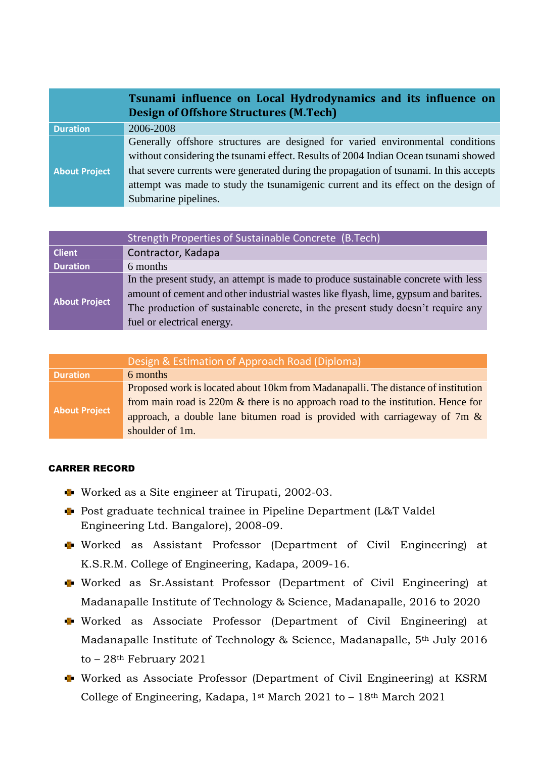| | Tsunami influence on Local Hydrodynamics and its influence on Design of Offshore Structures (M.Tech) |
|---|---|
| Duration | 2006-2008 |
| About Project | Generally offshore structures are designed for varied environmental conditions without considering the tsunami effect. Results of 2004 Indian Ocean tsunami showed that severe currents were generated during the propagation of tsunami. In this accepts attempt was made to study the tsunamigenic current and its effect on the design of Submarine pipelines. |

| | Strength Properties of Sustainable Concrete (B.Tech) |
|---|---|
| Client | Contractor, Kadapa |
| Duration | 6 months |
| About Project | In the present study, an attempt is made to produce sustainable concrete with less amount of cement and other industrial wastes like flyash, lime, gypsum and barites. The production of sustainable concrete, in the present study doesn't require any fuel or electrical energy. |

| | Design & Estimation of Approach Road (Diploma) |
|---|---|
| Duration | 6 months |
| About Project | Proposed work is located about 10km from Madanapalli. The distance of institution from main road is 220m & there is no approach road to the institution. Hence for approach, a double lane bitumen road is provided with carriageway of 7m & shoulder of 1m. |

**CARRER RECORD**

- Worked as a Site engineer at Tirupati, 2002-03.
- Post graduate technical trainee in Pipeline Department (L&T Valdel Engineering Ltd. Bangalore), 2008-09.
- Worked as Assistant Professor (Department of Civil Engineering) at K.S.R.M. College of Engineering, Kadapa, 2009-16.
- Worked as Sr.Assistant Professor (Department of Civil Engineering) at Madanapalle Institute of Technology & Science, Madanapalle, 2016 to 2020
- Worked as Associate Professor (Department of Civil Engineering) at Madanapalle Institute of Technology & Science, Madanapalle, 5th July 2016 to – 28th February 2021
- Worked as Associate Professor (Department of Civil Engineering) at KSRM College of Engineering, Kadapa, 1st March 2021 to – 18th March 2021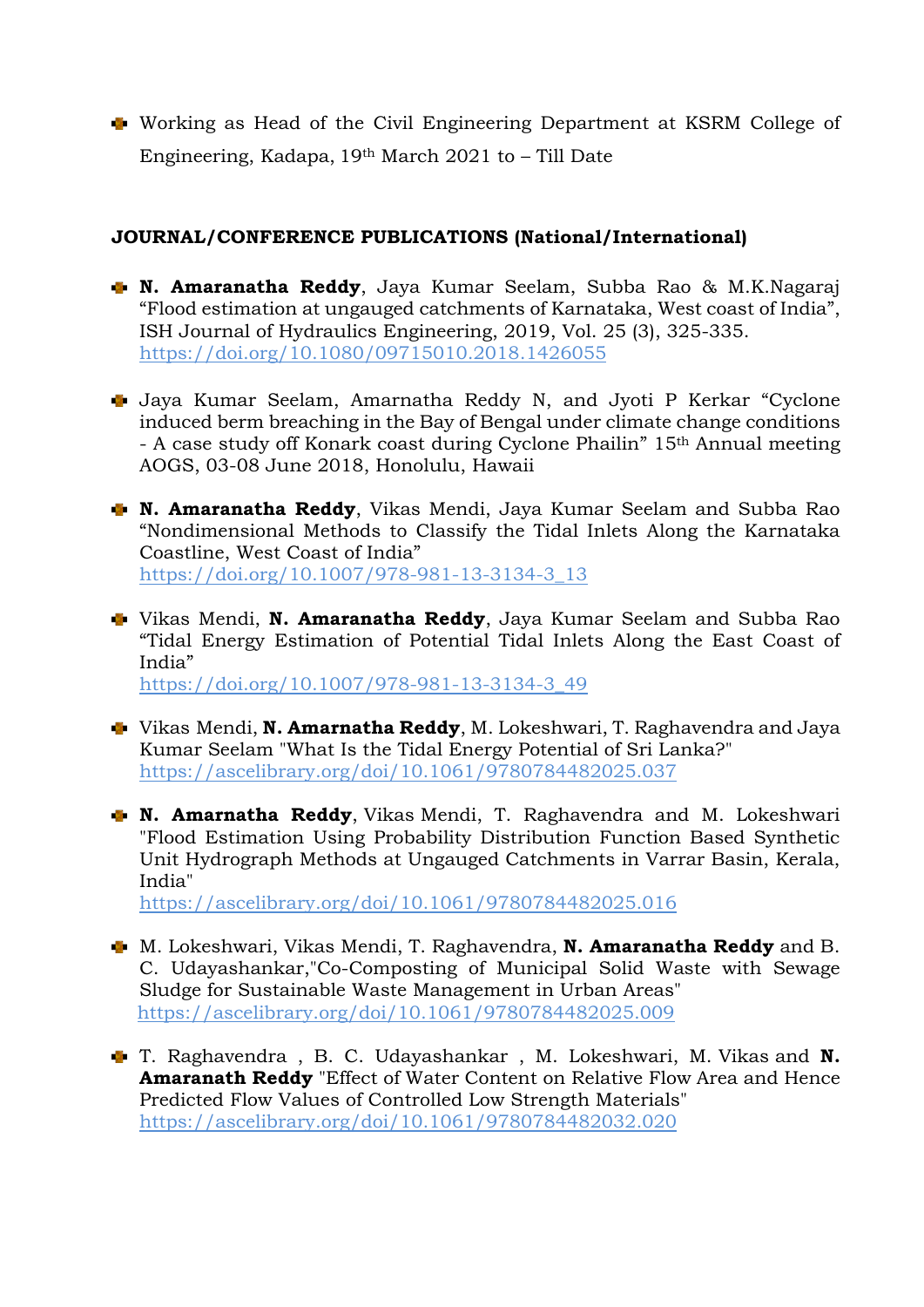- Working as Head of the Civil Engineering Department at KSRM College of Engineering, Kadapa, 19th March 2021 to – Till Date

**JOURNAL/CONFERENCE PUBLICATIONS (National/International)**

- **N. Amaranatha Reddy**, Jaya Kumar Seelam, Subba Rao & M.K.Nagaraj "Flood estimation at ungauged catchments of Karnataka, West coast of India", ISH Journal of Hydraulics Engineering, 2019, Vol. 25 (3), 325-335. https://doi.org/10.1080/09715010.2018.1426055

- Jaya Kumar Seelam, Amarnatha Reddy N, and Jyoti P Kerkar "Cyclone induced berm breaching in the Bay of Bengal under climate change conditions - A case study off Konark coast during Cyclone Phailin" 15th Annual meeting AOGS, 03-08 June 2018, Honolulu, Hawaii

- **N. Amaranatha Reddy**, Vikas Mendi, Jaya Kumar Seelam and Subba Rao "Nondimensional Methods to Classify the Tidal Inlets Along the Karnataka Coastline, West Coast of India" https://doi.org/10.1007/978-981-13-3134-3_13

- Vikas Mendi, **N. Amaranatha Reddy**, Jaya Kumar Seelam and Subba Rao "Tidal Energy Estimation of Potential Tidal Inlets Along the East Coast of India" https://doi.org/10.1007/978-981-13-3134-3_49

- Vikas Mendi, **N. Amarnatha Reddy**, M. Lokeshwari, T. Raghavendra and Jaya Kumar Seelam "What Is the Tidal Energy Potential of Sri Lanka?" https://ascelibrary.org/doi/10.1061/9780784482025.037

- **N. Amarnatha Reddy**, Vikas Mendi, T. Raghavendra and M. Lokeshwari "Flood Estimation Using Probability Distribution Function Based Synthetic Unit Hydrograph Methods at Ungauged Catchments in Varrar Basin, Kerala, India" https://ascelibrary.org/doi/10.1061/9780784482025.016

- M. Lokeshwari, Vikas Mendi, T. Raghavendra, **N. Amaranatha Reddy** and B. C. Udayashankar,"Co-Composting of Municipal Solid Waste with Sewage Sludge for Sustainable Waste Management in Urban Areas" https://ascelibrary.org/doi/10.1061/9780784482025.009

- T. Raghavendra , B. C. Udayashankar , M. Lokeshwari, M. Vikas and **N. Amaranath Reddy** "Effect of Water Content on Relative Flow Area and Hence Predicted Flow Values of Controlled Low Strength Materials" https://ascelibrary.org/doi/10.1061/9780784482032.020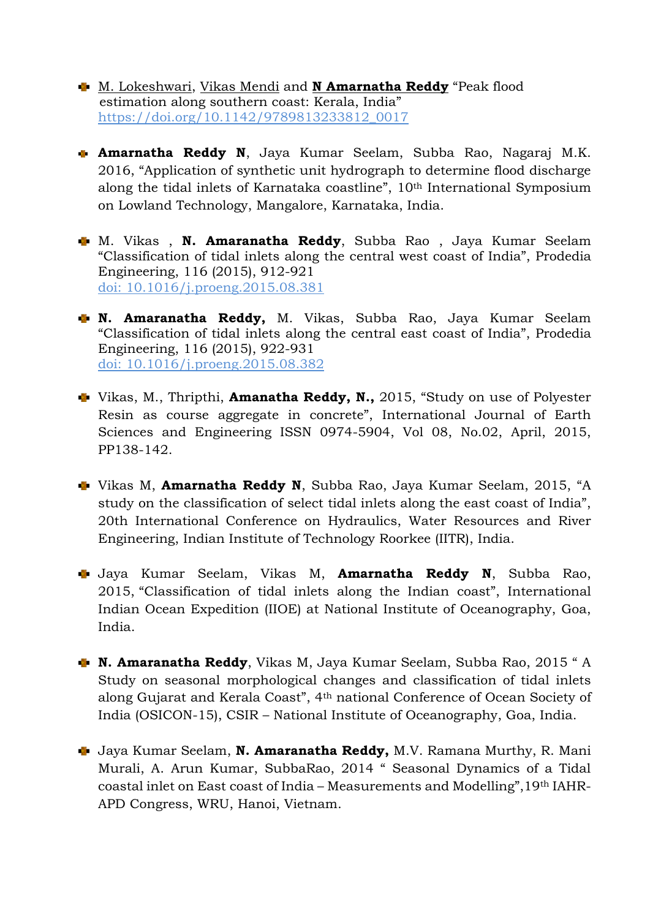- M. Lokeshwari, Vikas Mendi and **N Amarnatha Reddy** "Peak flood estimation along southern coast: Kerala, India" https://doi.org/10.1142/9789813233812_0017

- **Amarnatha Reddy N**, Jaya Kumar Seelam, Subba Rao, Nagaraj M.K. 2016, "Application of synthetic unit hydrograph to determine flood discharge along the tidal inlets of Karnataka coastline", 10th International Symposium on Lowland Technology, Mangalore, Karnataka, India.

- M. Vikas , **N. Amaranatha Reddy**, Subba Rao , Jaya Kumar Seelam "Classification of tidal inlets along the central west coast of India", Prodedia Engineering, 116 (2015), 912-921 doi: 10.1016/j.proeng.2015.08.381

- **N. Amaranatha Reddy,** M. Vikas, Subba Rao, Jaya Kumar Seelam "Classification of tidal inlets along the central east coast of India", Prodedia Engineering, 116 (2015), 922-931 doi: 10.1016/j.proeng.2015.08.382

- Vikas, M., Thripthi, **Amanatha Reddy, N.,** 2015, "Study on use of Polyester Resin as course aggregate in concrete", International Journal of Earth Sciences and Engineering ISSN 0974-5904, Vol 08, No.02, April, 2015, PP138-142.

- Vikas M, **Amarnatha Reddy N**, Subba Rao, Jaya Kumar Seelam, 2015, "A study on the classification of select tidal inlets along the east coast of India", 20th International Conference on Hydraulics, Water Resources and River Engineering, Indian Institute of Technology Roorkee (IITR), India.

- Jaya Kumar Seelam, Vikas M, **Amarnatha Reddy N**, Subba Rao, 2015, "Classification of tidal inlets along the Indian coast", International Indian Ocean Expedition (IIOE) at National Institute of Oceanography, Goa, India.

- **N. Amaranatha Reddy**, Vikas M, Jaya Kumar Seelam, Subba Rao, 2015 " A Study on seasonal morphological changes and classification of tidal inlets along Gujarat and Kerala Coast", 4th national Conference of Ocean Society of India (OSICON-15), CSIR – National Institute of Oceanography, Goa, India.

- Jaya Kumar Seelam, **N. Amaranatha Reddy,** M.V. Ramana Murthy, R. Mani Murali, A. Arun Kumar, SubbaRao, 2014 " Seasonal Dynamics of a Tidal coastal inlet on East coast of India – Measurements and Modelling",19th IAHR-APD Congress, WRU, Hanoi, Vietnam.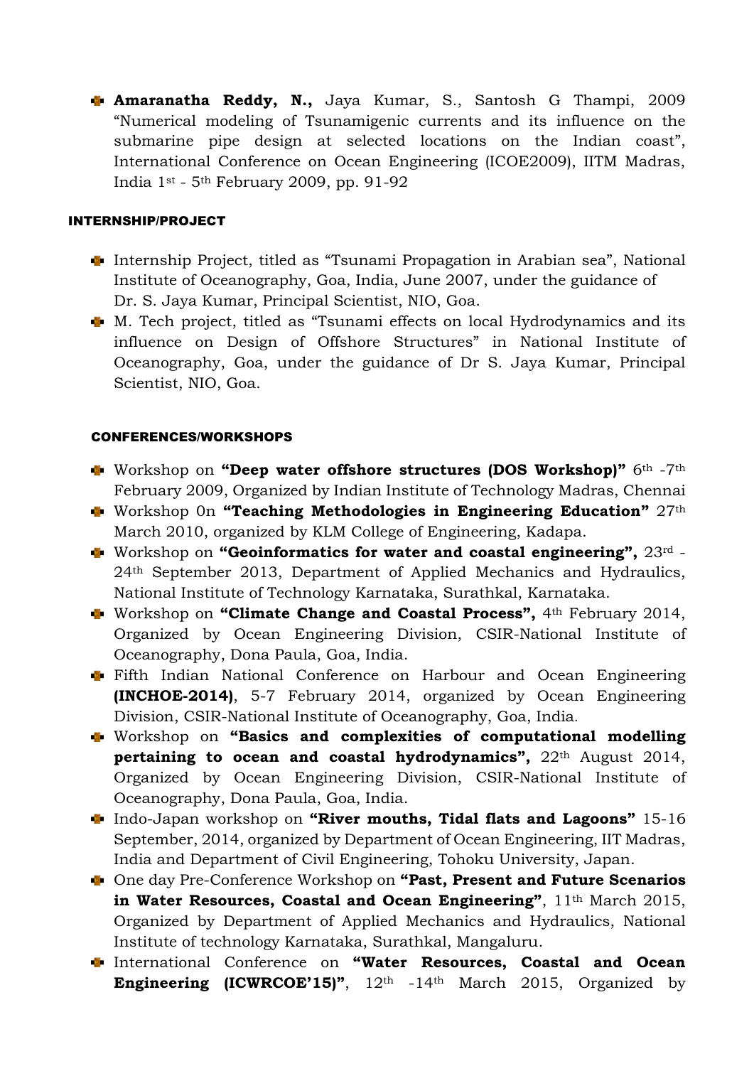- **Amaranatha Reddy, N.,** Jaya Kumar, S., Santosh G Thampi, 2009 "Numerical modeling of Tsunamigenic currents and its influence on the submarine pipe design at selected locations on the Indian coast", International Conference on Ocean Engineering (ICOE2009), IITM Madras, India 1st - 5th February 2009, pp. 91-92

#### INTERNSHIP/PROJECT

- Internship Project, titled as "Tsunami Propagation in Arabian sea", National Institute of Oceanography, Goa, India, June 2007, under the guidance of Dr. S. Jaya Kumar, Principal Scientist, NIO, Goa.
- M. Tech project, titled as "Tsunami effects on local Hydrodynamics and its influence on Design of Offshore Structures" in National Institute of Oceanography, Goa, under the guidance of Dr S. Jaya Kumar, Principal Scientist, NIO, Goa.

#### CONFERENCES/WORKSHOPS

- Workshop on **"Deep water offshore structures (DOS Workshop)"** 6th -7th February 2009, Organized by Indian Institute of Technology Madras, Chennai
- Workshop 0n **"Teaching Methodologies in Engineering Education"** 27th March 2010, organized by KLM College of Engineering, Kadapa.
- Workshop on **"Geoinformatics for water and coastal engineering",** 23rd - 24th September 2013, Department of Applied Mechanics and Hydraulics, National Institute of Technology Karnataka, Surathkal, Karnataka.
- Workshop on **"Climate Change and Coastal Process",** 4th February 2014, Organized by Ocean Engineering Division, CSIR-National Institute of Oceanography, Dona Paula, Goa, India.
- Fifth Indian National Conference on Harbour and Ocean Engineering **(INCHOE-2014)**, 5-7 February 2014, organized by Ocean Engineering Division, CSIR-National Institute of Oceanography, Goa, India.
- Workshop on **"Basics and complexities of computational modelling pertaining to ocean and coastal hydrodynamics",** 22th August 2014, Organized by Ocean Engineering Division, CSIR-National Institute of Oceanography, Dona Paula, Goa, India.
- Indo-Japan workshop on **"River mouths, Tidal flats and Lagoons"** 15-16 September, 2014, organized by Department of Ocean Engineering, IIT Madras, India and Department of Civil Engineering, Tohoku University, Japan.
- One day Pre-Conference Workshop on **"Past, Present and Future Scenarios in Water Resources, Coastal and Ocean Engineering"**, 11th March 2015, Organized by Department of Applied Mechanics and Hydraulics, National Institute of technology Karnataka, Surathkal, Mangaluru.
- International Conference on **"Water Resources, Coastal and Ocean Engineering (ICWRCOE'15)"**, 12th -14th March 2015, Organized by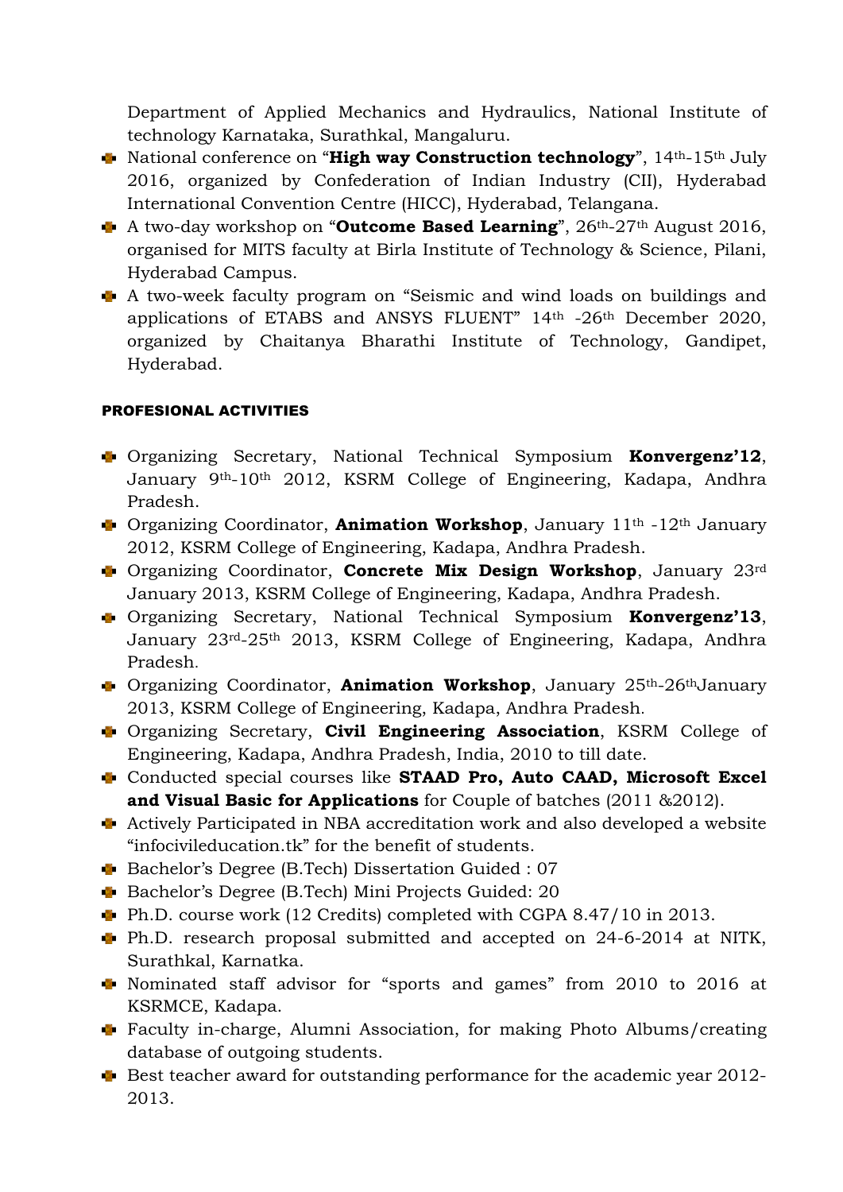Department of Applied Mechanics and Hydraulics, National Institute of technology Karnataka, Surathkal, Mangaluru.

- National conference on "**High way Construction technology**", 14th-15th July 2016, organized by Confederation of Indian Industry (CII), Hyderabad International Convention Centre (HICC), Hyderabad, Telangana.
- A two-day workshop on "**Outcome Based Learning**", 26th-27th August 2016, organised for MITS faculty at Birla Institute of Technology & Science, Pilani, Hyderabad Campus.
- A two-week faculty program on "Seismic and wind loads on buildings and applications of ETABS and ANSYS FLUENT" 14th -26th December 2020, organized by Chaitanya Bharathi Institute of Technology, Gandipet, Hyderabad.

**PROFESIONAL ACTIVITIES**

- Organizing Secretary, National Technical Symposium **Konvergenz'12**, January 9th-10th 2012, KSRM College of Engineering, Kadapa, Andhra Pradesh.
- Organizing Coordinator, **Animation Workshop**, January 11th -12th January 2012, KSRM College of Engineering, Kadapa, Andhra Pradesh.
- Organizing Coordinator, **Concrete Mix Design Workshop**, January 23rd January 2013, KSRM College of Engineering, Kadapa, Andhra Pradesh.
- Organizing Secretary, National Technical Symposium **Konvergenz'13**, January 23rd-25th 2013, KSRM College of Engineering, Kadapa, Andhra Pradesh.
- Organizing Coordinator, **Animation Workshop**, January 25th-26thJanuary 2013, KSRM College of Engineering, Kadapa, Andhra Pradesh.
- Organizing Secretary, **Civil Engineering Association**, KSRM College of Engineering, Kadapa, Andhra Pradesh, India, 2010 to till date.
- Conducted special courses like **STAAD Pro, Auto CAAD, Microsoft Excel and Visual Basic for Applications** for Couple of batches (2011 &2012).
- Actively Participated in NBA accreditation work and also developed a website "infocivileducation.tk" for the benefit of students.
- Bachelor's Degree (B.Tech) Dissertation Guided : 07
- Bachelor's Degree (B.Tech) Mini Projects Guided: 20
- Ph.D. course work (12 Credits) completed with CGPA 8.47/10 in 2013.
- Ph.D. research proposal submitted and accepted on 24-6-2014 at NITK, Surathkal, Karnatka.
- Nominated staff advisor for "sports and games" from 2010 to 2016 at KSRMCE, Kadapa.
- Faculty in-charge, Alumni Association, for making Photo Albums/creating database of outgoing students.
- Best teacher award for outstanding performance for the academic year 2012-2013.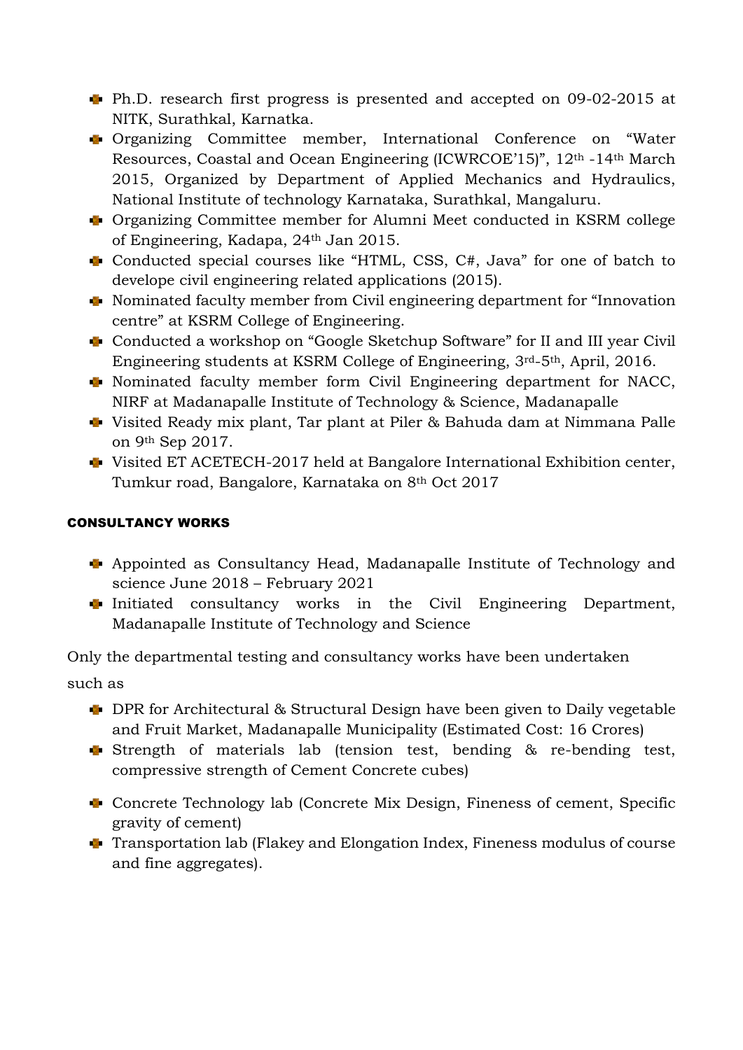- Ph.D. research first progress is presented and accepted on 09-02-2015 at NITK, Surathkal, Karnatka.
- Organizing Committee member, International Conference on "Water Resources, Coastal and Ocean Engineering (ICWRCOE'15)", 12th -14th March 2015, Organized by Department of Applied Mechanics and Hydraulics, National Institute of technology Karnataka, Surathkal, Mangaluru.
- Organizing Committee member for Alumni Meet conducted in KSRM college of Engineering, Kadapa, 24th Jan 2015.
- Conducted special courses like "HTML, CSS, C#, Java" for one of batch to develope civil engineering related applications (2015).
- Nominated faculty member from Civil engineering department for "Innovation centre" at KSRM College of Engineering.
- Conducted a workshop on "Google Sketchup Software" for II and III year Civil Engineering students at KSRM College of Engineering, 3rd-5th, April, 2016.
- Nominated faculty member form Civil Engineering department for NACC, NIRF at Madanapalle Institute of Technology & Science, Madanapalle
- Visited Ready mix plant, Tar plant at Piler & Bahuda dam at Nimmana Palle on 9th Sep 2017.
- Visited ET ACETECH-2017 held at Bangalore International Exhibition center, Tumkur road, Bangalore, Karnataka on 8th Oct 2017

## CONSULTANCY WORKS

- Appointed as Consultancy Head, Madanapalle Institute of Technology and science June 2018 – February 2021
- Initiated consultancy works in the Civil Engineering Department, Madanapalle Institute of Technology and Science

Only the departmental testing and consultancy works have been undertaken such as

- DPR for Architectural & Structural Design have been given to Daily vegetable and Fruit Market, Madanapalle Municipality (Estimated Cost: 16 Crores)
- Strength of materials lab (tension test, bending & re-bending test, compressive strength of Cement Concrete cubes)
- Concrete Technology lab (Concrete Mix Design, Fineness of cement, Specific gravity of cement)
- Transportation lab (Flakey and Elongation Index, Fineness modulus of course and fine aggregates).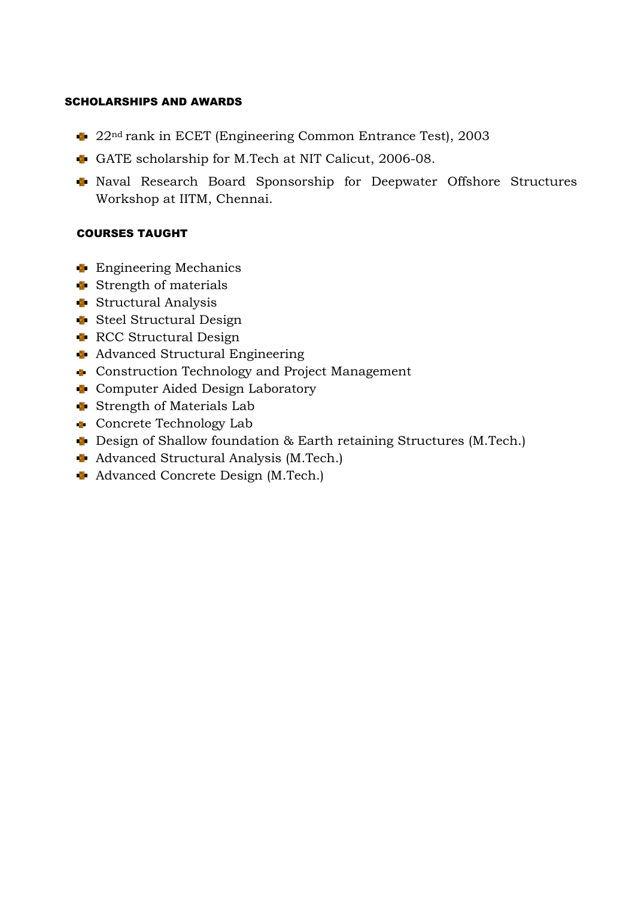## SCHOLARSHIPS AND AWARDS

- 22nd rank in ECET (Engineering Common Entrance Test), 2003
- GATE scholarship for M.Tech at NIT Calicut, 2006-08.
- Naval Research Board Sponsorship for Deepwater Offshore Structures Workshop at IITM, Chennai.

## COURSES TAUGHT

- Engineering Mechanics
- Strength of materials
- Structural Analysis
- Steel Structural Design
- RCC Structural Design
- Advanced Structural Engineering
- Construction Technology and Project Management
- Computer Aided Design Laboratory
- Strength of Materials Lab
- Concrete Technology Lab
- Design of Shallow foundation & Earth retaining Structures (M.Tech.)
- Advanced Structural Analysis (M.Tech.)
- Advanced Concrete Design (M.Tech.)